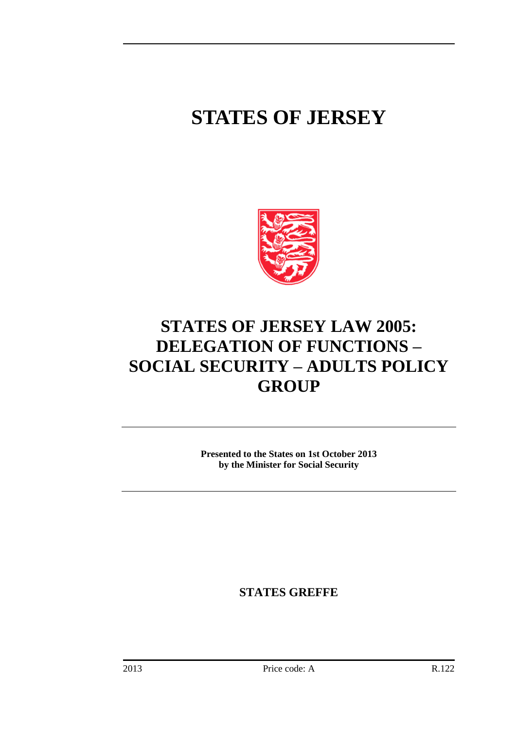# STATES OF JERSEY

## STATES OF JERSEY LAW 2005: DELEGATION OF FUNCTIONS – SOCIAL SECURITY – ADULTS POLICY GROUP

**Presented to the States on 1st October 2013**
**by the Minister for Social Security**

**STATES GREFFE**

2013 Price code: A R.122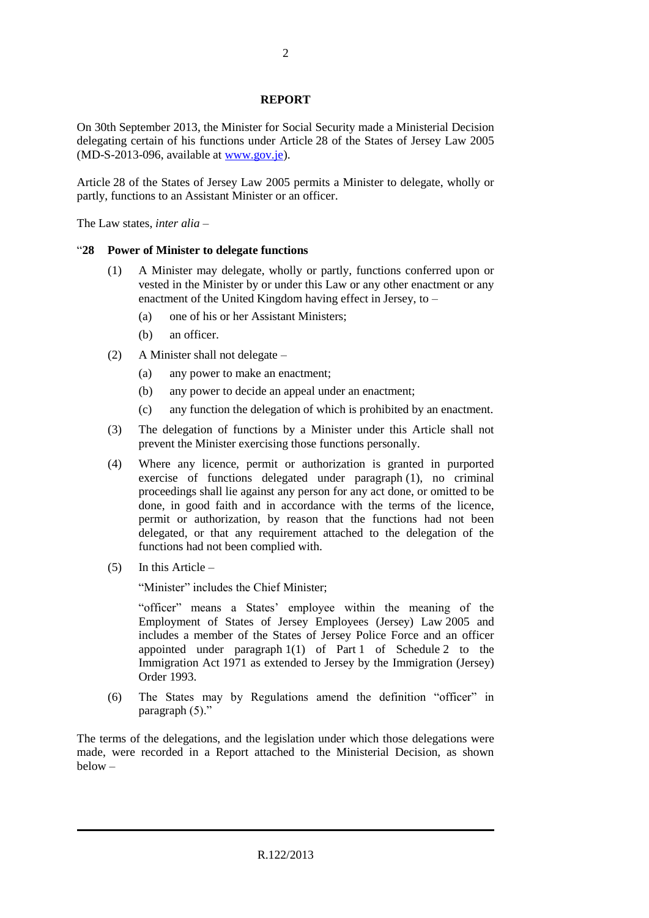## REPORT

On 30th September 2013, the Minister for Social Security made a Ministerial Decision delegating certain of his functions under Article 28 of the States of Jersey Law 2005 (MD-S-2013-096, available at [www.gov.je](www.gov.je)).

Article 28 of the States of Jersey Law 2005 permits a Minister to delegate, wholly or partly, functions to an Assistant Minister or an officer.

The Law states, *inter alia* –

"**28 Power of Minister to delegate functions**

(1) A Minister may delegate, wholly or partly, functions conferred upon or vested in the Minister by or under this Law or any other enactment or any enactment of the United Kingdom having effect in Jersey, to –

(a) one of his or her Assistant Ministers;

(b) an officer.

(2) A Minister shall not delegate –

(a) any power to make an enactment;

(b) any power to decide an appeal under an enactment;

(c) any function the delegation of which is prohibited by an enactment.

(3) The delegation of functions by a Minister under this Article shall not prevent the Minister exercising those functions personally.

(4) Where any licence, permit or authorization is granted in purported exercise of functions delegated under paragraph (1), no criminal proceedings shall lie against any person for any act done, or omitted to be done, in good faith and in accordance with the terms of the licence, permit or authorization, by reason that the functions had not been delegated, or that any requirement attached to the delegation of the functions had not been complied with.

(5) In this Article –

"Minister" includes the Chief Minister;

"officer" means a States' employee within the meaning of the Employment of States of Jersey Employees (Jersey) Law 2005 and includes a member of the States of Jersey Police Force and an officer appointed under paragraph 1(1) of Part 1 of Schedule 2 to the Immigration Act 1971 as extended to Jersey by the Immigration (Jersey) Order 1993.

(6) The States may by Regulations amend the definition "officer" in paragraph (5)."

The terms of the delegations, and the legislation under which those delegations were made, were recorded in a Report attached to the Ministerial Decision, as shown below –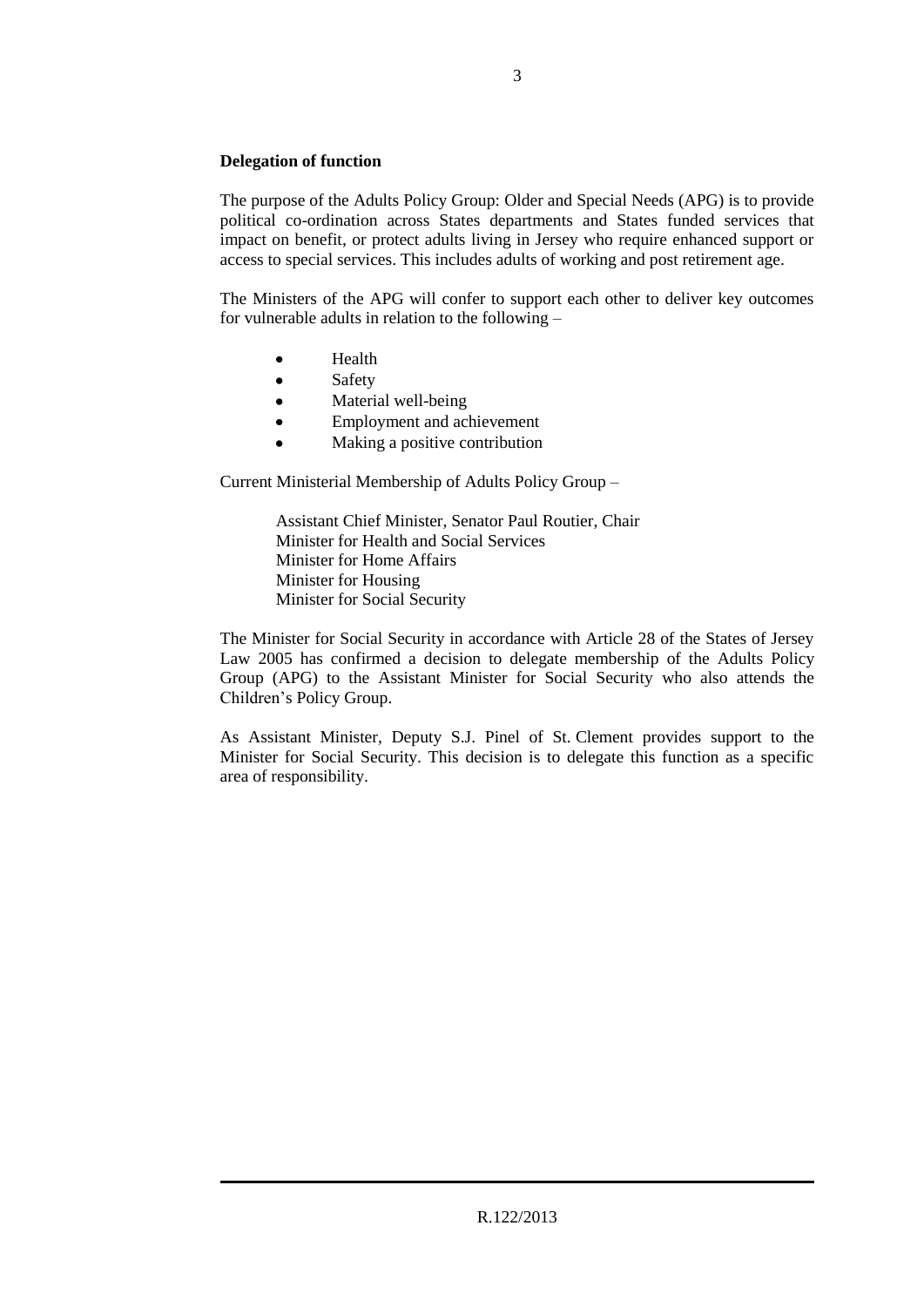**Delegation of function**

The purpose of the Adults Policy Group: Older and Special Needs (APG) is to provide political co-ordination across States departments and States funded services that impact on benefit, or protect adults living in Jersey who require enhanced support or access to special services. This includes adults of working and post retirement age.

The Ministers of the APG will confer to support each other to deliver key outcomes for vulnerable adults in relation to the following –

- Health
- Safety
- Material well-being
- Employment and achievement
- Making a positive contribution

Current Ministerial Membership of Adults Policy Group –

Assistant Chief Minister, Senator Paul Routier, Chair
Minister for Health and Social Services
Minister for Home Affairs
Minister for Housing
Minister for Social Security

The Minister for Social Security in accordance with Article 28 of the States of Jersey Law 2005 has confirmed a decision to delegate membership of the Adults Policy Group (APG) to the Assistant Minister for Social Security who also attends the Children's Policy Group.

As Assistant Minister, Deputy S.J. Pinel of St. Clement provides support to the Minister for Social Security. This decision is to delegate this function as a specific area of responsibility.